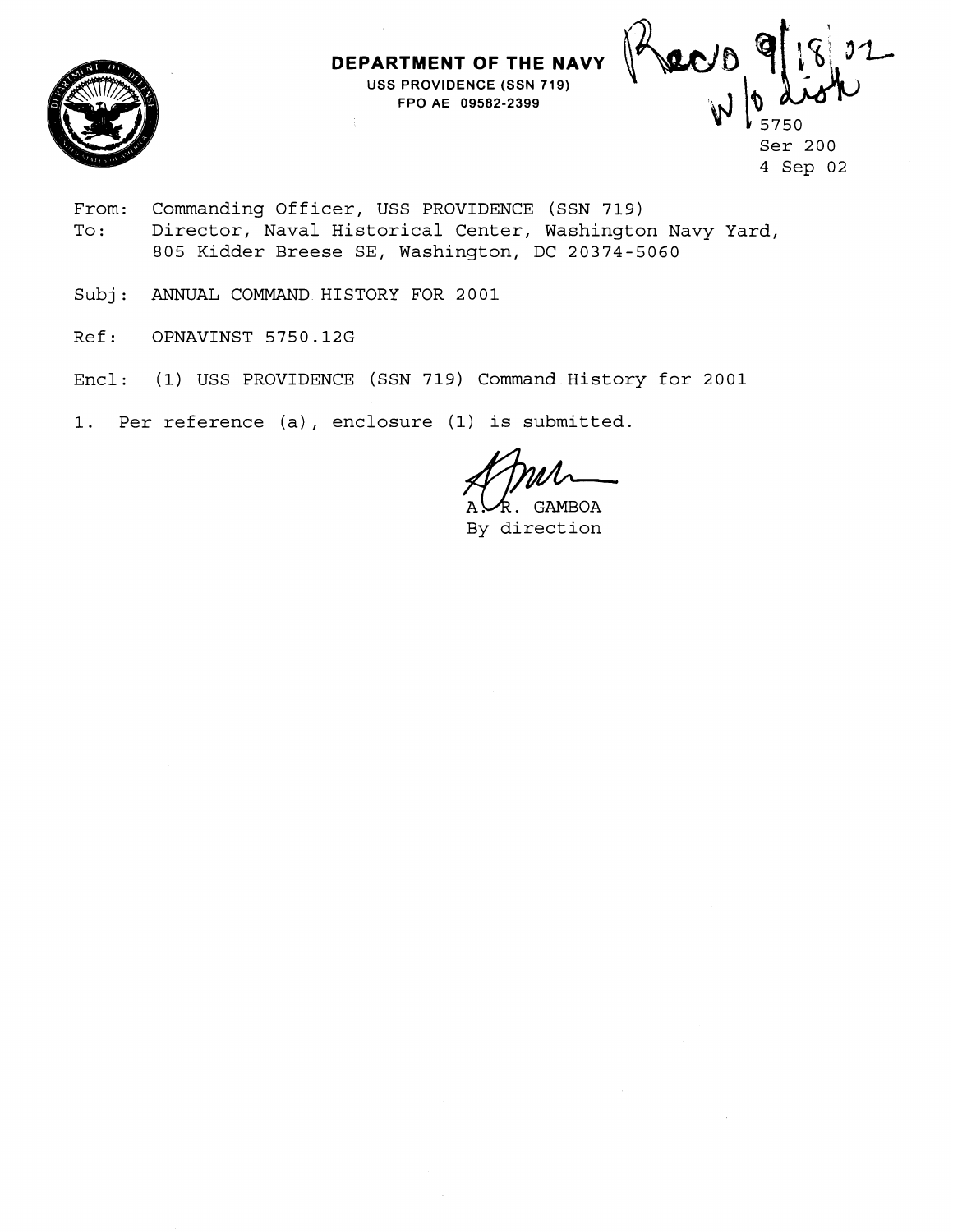**DEPARTMENT OF THE NAVY**
USS PROVIDENCE (SSN 719)
FPO AE 09582-2399

Rec'd 9/18/02
w/o disk

5750
Ser 200
4 Sep 02

From: Commanding Officer, USS PROVIDENCE (SSN 719)
To: Director, Naval Historical Center, Washington Navy Yard, 805 Kidder Breese SE, Washington, DC 20374-5060

Subj: ANNUAL COMMAND HISTORY FOR 2001

Ref: OPNAVINST 5750.12G

Encl: (1) USS PROVIDENCE (SSN 719) Command History for 2001

1. Per reference (a), enclosure (1) is submitted.

A. R. GAMBOA
By direction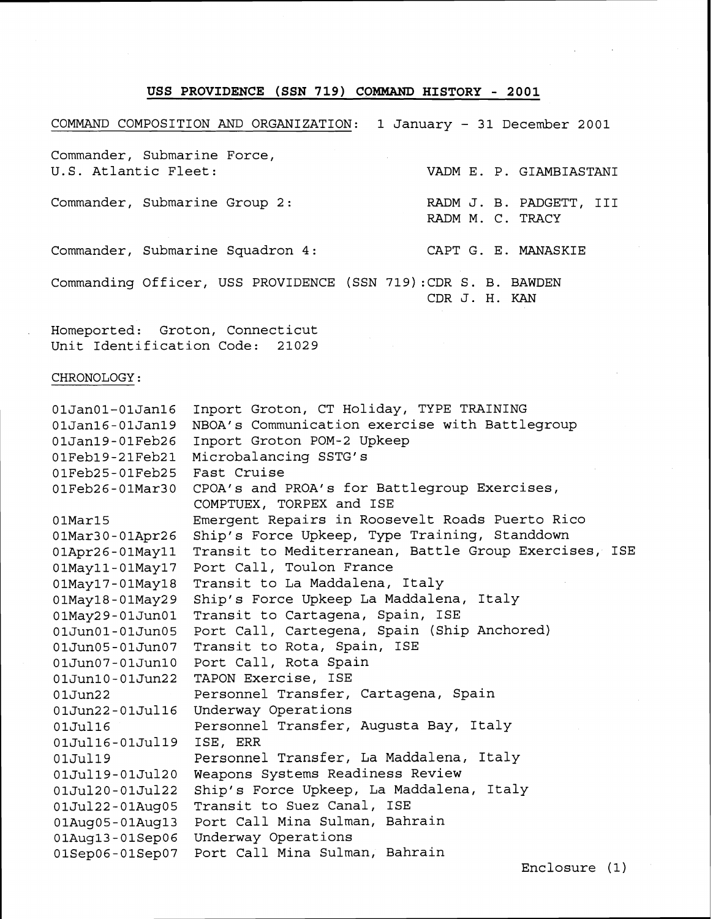## USS PROVIDENCE (SSN 719) COMMAND HISTORY - 2001

COMMAND COMPOSITION AND ORGANIZATION: 1 January - 31 December 2001

| | |
|---|---|
| Commander, Submarine Force, U.S. Atlantic Fleet: | VADM E. P. GIAMBIASTANI |
| Commander, Submarine Group 2: | RADM J. B. PADGETT, III<br>RADM M. C. TRACY |
| Commander, Submarine Squadron 4: | CAPT G. E. MANASKIE |
| Commanding Officer, USS PROVIDENCE (SSN 719): | CDR S. B. BAWDEN<br>CDR J. H. KAN |

Homeported: Groton, Connecticut
Unit Identification Code: 21029

CHRONOLOGY:

| | |
|---|---|
| 01Jan01-01Jan16 | Inport Groton, CT Holiday, TYPE TRAINING |
| 01Jan16-01Jan19 | NBOA's Communication exercise with Battlegroup |
| 01Jan19-01Feb26 | Inport Groton POM-2 Upkeep |
| 01Feb19-21Feb21 | Microbalancing SSTG's |
| 01Feb25-01Feb25 | Fast Cruise |
| 01Feb26-01Mar30 | CPOA's and PROA's for Battlegroup Exercises, COMPTUEX, TORPEX and ISE |
| 01Mar15 | Emergent Repairs in Roosevelt Roads Puerto Rico |
| 01Mar30-01Apr26 | Ship's Force Upkeep, Type Training, Standdown |
| 01Apr26-01May11 | Transit to Mediterranean, Battle Group Exercises, ISE |
| 01May11-01May17 | Port Call, Toulon France |
| 01May17-01May18 | Transit to La Maddalena, Italy |
| 01May18-01May29 | Ship's Force Upkeep La Maddalena, Italy |
| 01May29-01Jun01 | Transit to Cartagena, Spain, ISE |
| 01Jun01-01Jun05 | Port Call, Cartegena, Spain (Ship Anchored) |
| 01Jun05-01Jun07 | Transit to Rota, Spain, ISE |
| 01Jun07-01Jun10 | Port Call, Rota Spain |
| 01Jun10-01Jun22 | TAPON Exercise, ISE |
| 01Jun22 | Personnel Transfer, Cartagena, Spain |
| 01Jun22-01Jul16 | Underway Operations |
| 01Jul16 | Personnel Transfer, Augusta Bay, Italy |
| 01Jul16-01Jul19 | ISE, ERR |
| 01Jul19 | Personnel Transfer, La Maddalena, Italy |
| 01Jul19-01Jul20 | Weapons Systems Readiness Review |
| 01Jul20-01Jul22 | Ship's Force Upkeep, La Maddalena, Italy |
| 01Jul22-01Aug05 | Transit to Suez Canal, ISE |
| 01Aug05-01Aug13 | Port Call Mina Sulman, Bahrain |
| 01Aug13-01Sep06 | Underway Operations |
| 01Sep06-01Sep07 | Port Call Mina Sulman, Bahrain |

Enclosure (1)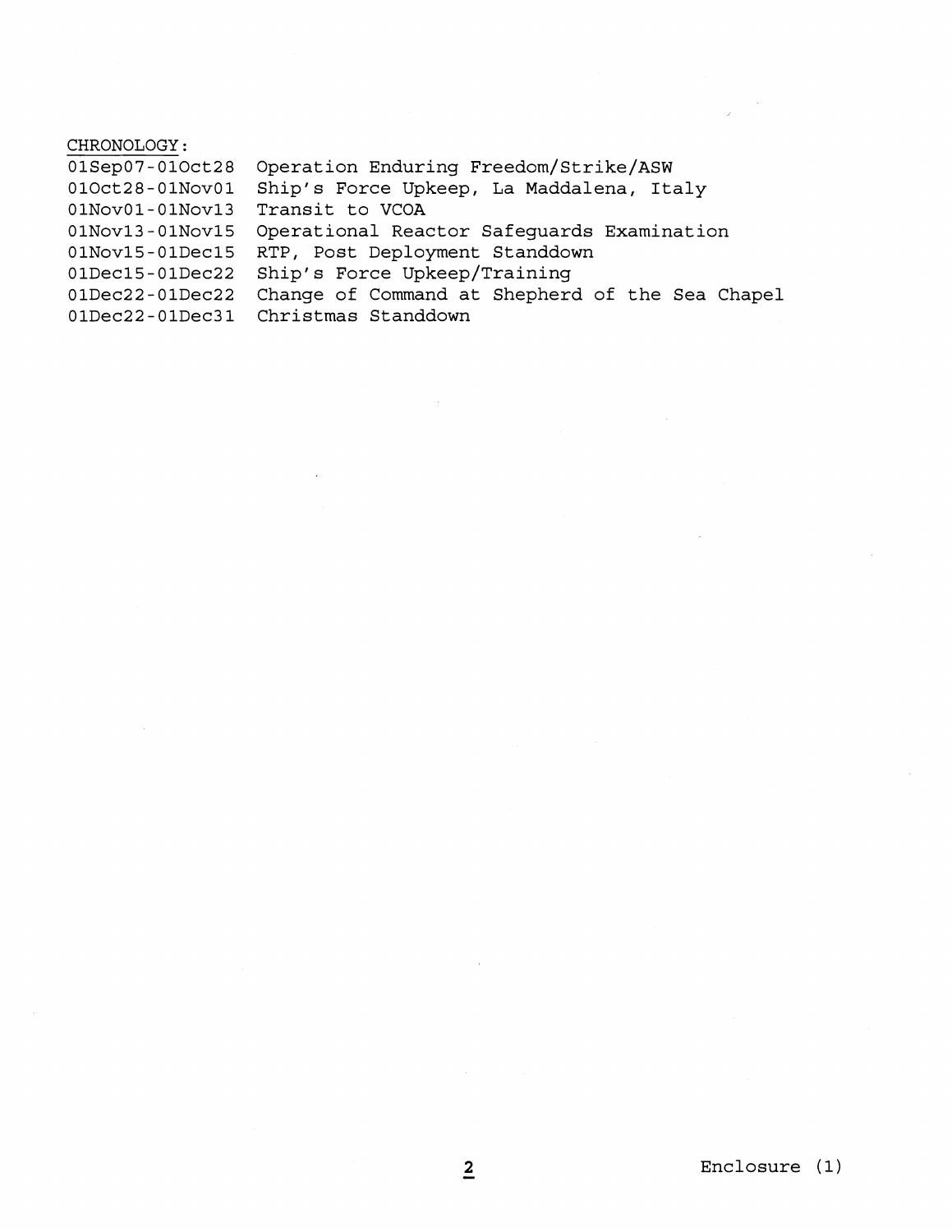CHRONOLOGY:

| | |
|---|---|
| 01Sep07-01Oct28 | Operation Enduring Freedom/Strike/ASW |
| 01Oct28-01Nov01 | Ship's Force Upkeep, La Maddalena, Italy |
| 01Nov01-01Nov13 | Transit to VCOA |
| 01Nov13-01Nov15 | Operational Reactor Safeguards Examination |
| 01Nov15-01Dec15 | RTP, Post Deployment Standdown |
| 01Dec15-01Dec22 | Ship's Force Upkeep/Training |
| 01Dec22-01Dec22 | Change of Command at Shepherd of the Sea Chapel |
| 01Dec22-01Dec31 | Christmas Standdown |

Enclosure (1)